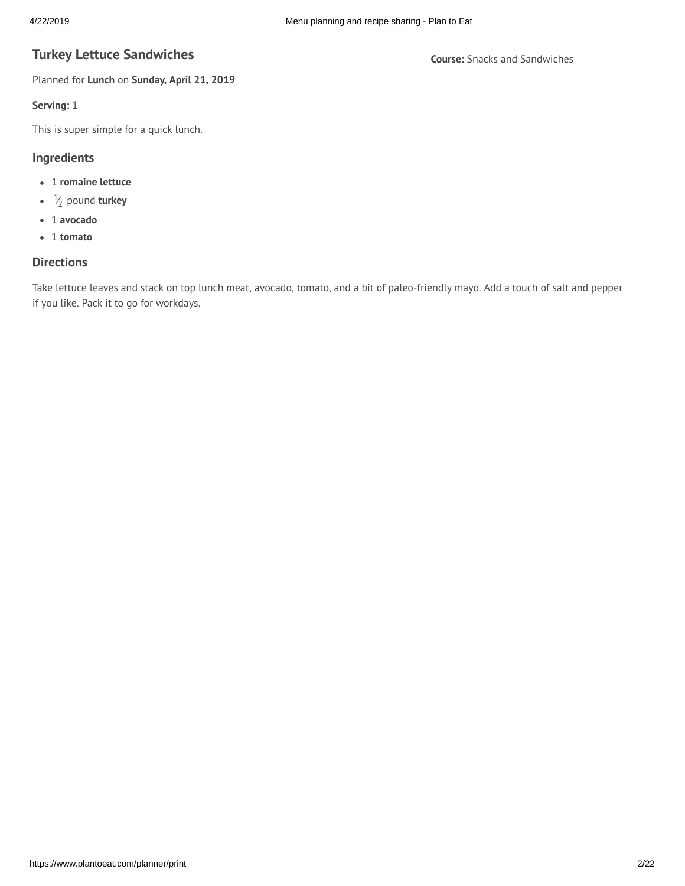# Turkey Lettuce Sandwiches

**Course:** Snacks and Sandwiches

Planned for **Lunch** on **Sunday, April 21, 2019**

**Serving:** 1

This is super simple for a quick lunch.

## Ingredients

- 1 **romaine lettuce**
- ½ pound **turkey**
- 1 **avocado**
- 1 **tomato**

## Directions

Take lettuce leaves and stack on top lunch meat, avocado, tomato, and a bit of paleo-friendly mayo. Add a touch of salt and pepper if you like. Pack it to go for workdays.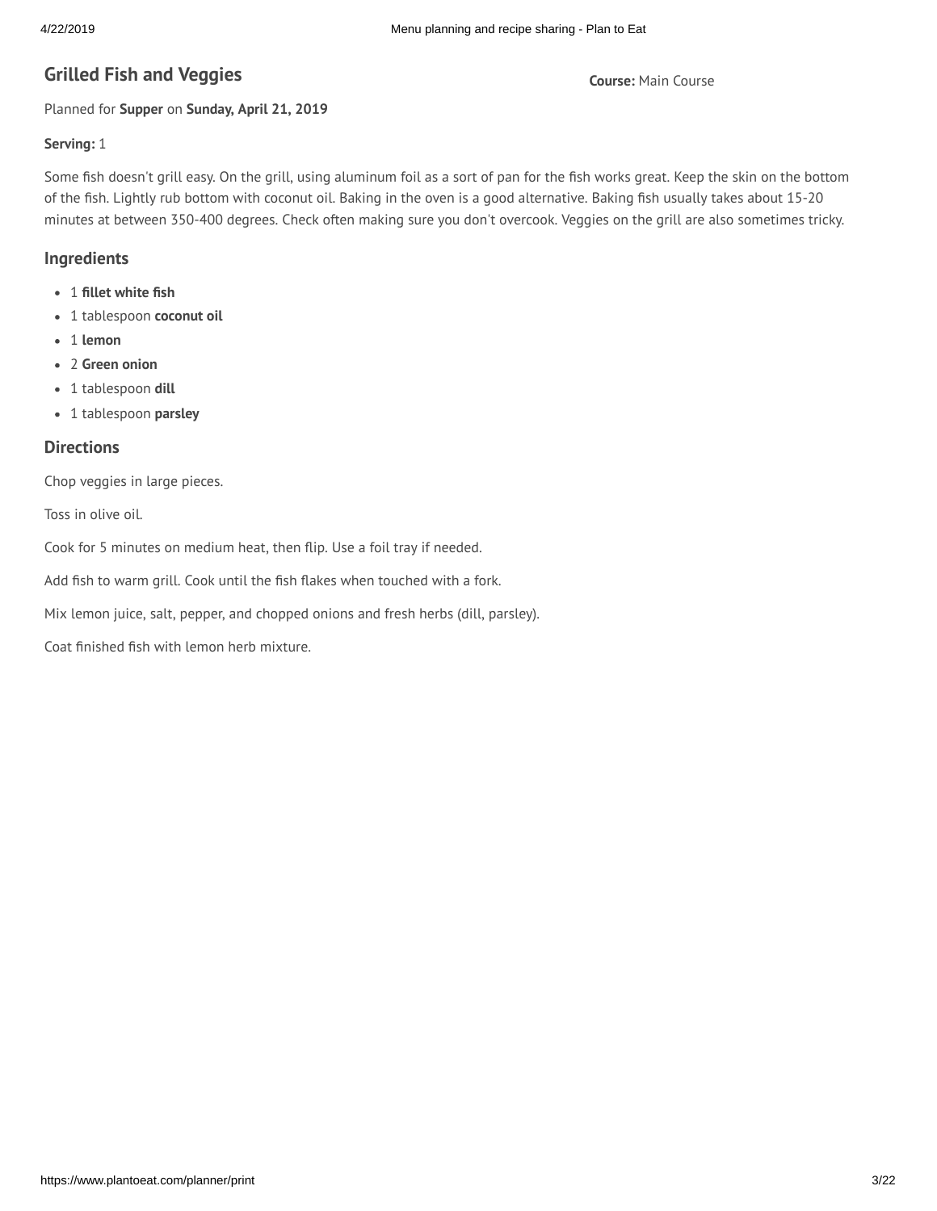## Grilled Fish and Veggies

**Course:** Main Course

Planned for **Supper** on **Sunday, April 21, 2019**

**Serving:** 1

Some fish doesn't grill easy. On the grill, using aluminum foil as a sort of pan for the fish works great. Keep the skin on the bottom of the fish. Lightly rub bottom with coconut oil. Baking in the oven is a good alternative. Baking fish usually takes about 15-20 minutes at between 350-400 degrees. Check often making sure you don't overcook. Veggies on the grill are also sometimes tricky.

### Ingredients

- 1 **fillet white fish**
- 1 tablespoon **coconut oil**
- 1 **lemon**
- 2 **Green onion**
- 1 tablespoon **dill**
- 1 tablespoon **parsley**

### Directions

Chop veggies in large pieces.

Toss in olive oil.

Cook for 5 minutes on medium heat, then flip. Use a foil tray if needed.

Add fish to warm grill. Cook until the fish flakes when touched with a fork.

Mix lemon juice, salt, pepper, and chopped onions and fresh herbs (dill, parsley).

Coat finished fish with lemon herb mixture.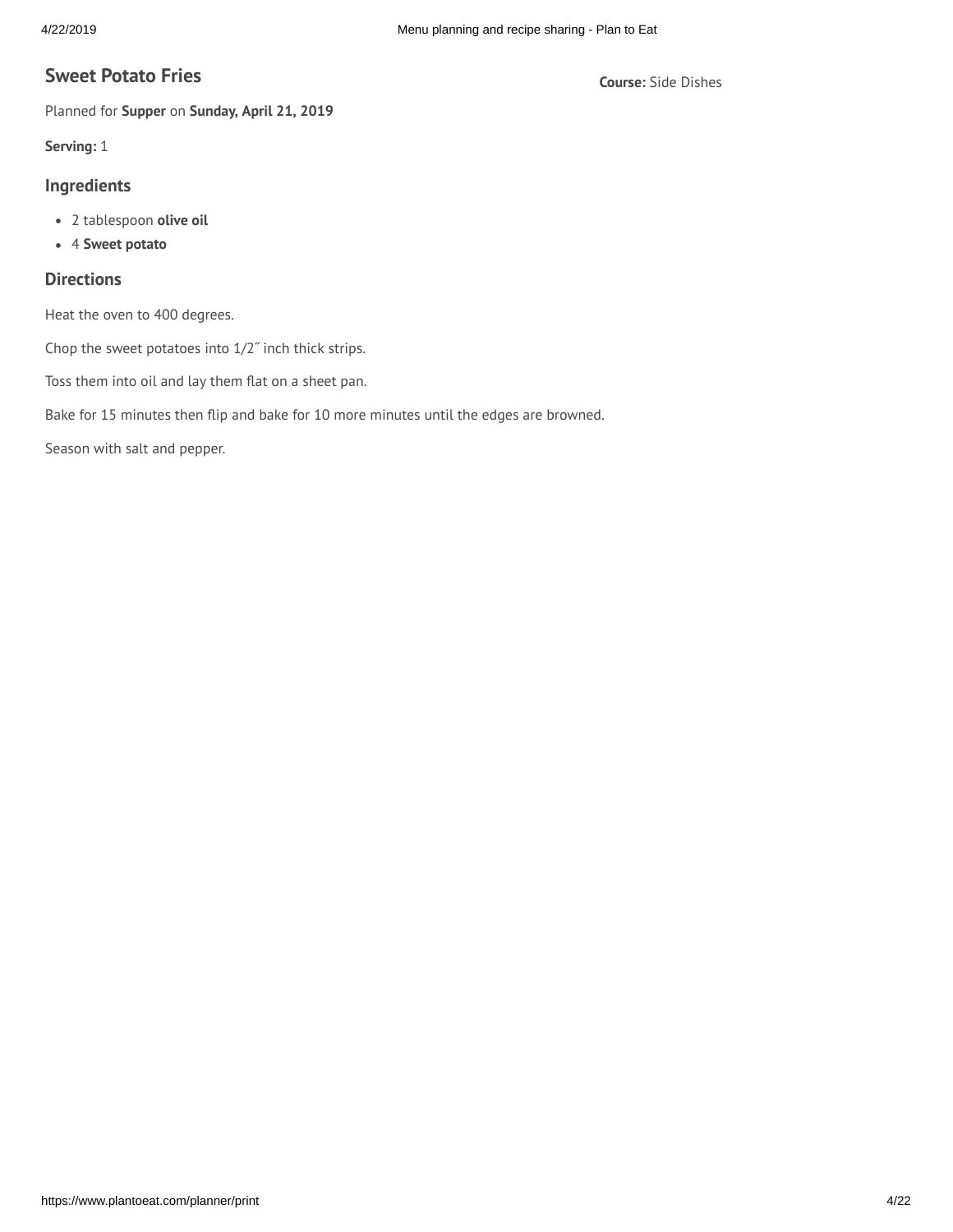## Sweet Potato Fries

**Course:** Side Dishes

Planned for **Supper** on **Sunday, April 21, 2019**

**Serving:** 1

### Ingredients

- 2 tablespoon **olive oil**
- 4 **Sweet potato**

### Directions

Heat the oven to 400 degrees.

Chop the sweet potatoes into 1/2˝ inch thick strips.

Toss them into oil and lay them flat on a sheet pan.

Bake for 15 minutes then flip and bake for 10 more minutes until the edges are browned.

Season with salt and pepper.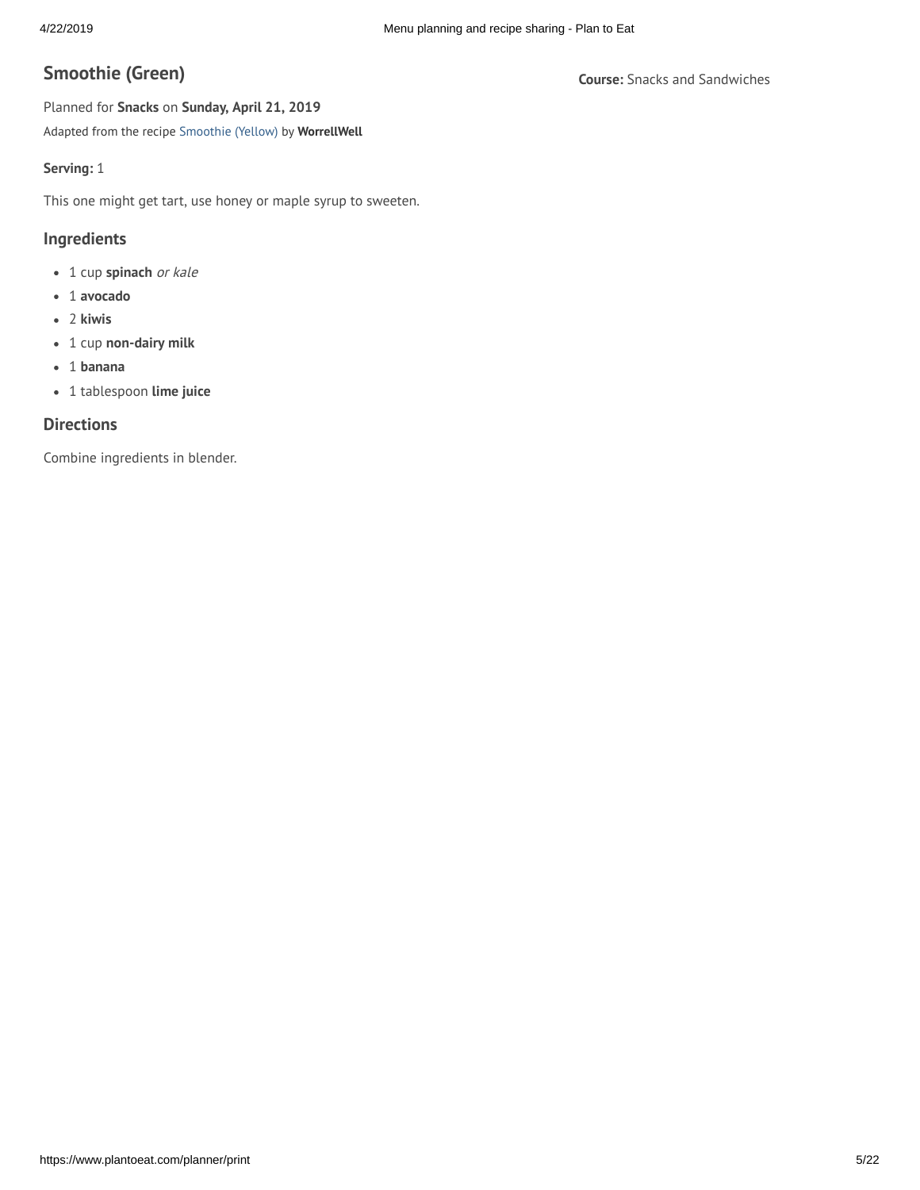# Smoothie (Green)

**Course:** Snacks and Sandwiches

Planned for **Snacks** on **Sunday, April 21, 2019**

Adapted from the recipe Smoothie (Yellow) by **WorrellWell**

**Serving:** 1

This one might get tart, use honey or maple syrup to sweeten.

## Ingredients

- 1 cup **spinach** *or kale*
- 1 **avocado**
- 2 **kiwis**
- 1 cup **non-dairy milk**
- 1 **banana**
- 1 tablespoon **lime juice**

## Directions

Combine ingredients in blender.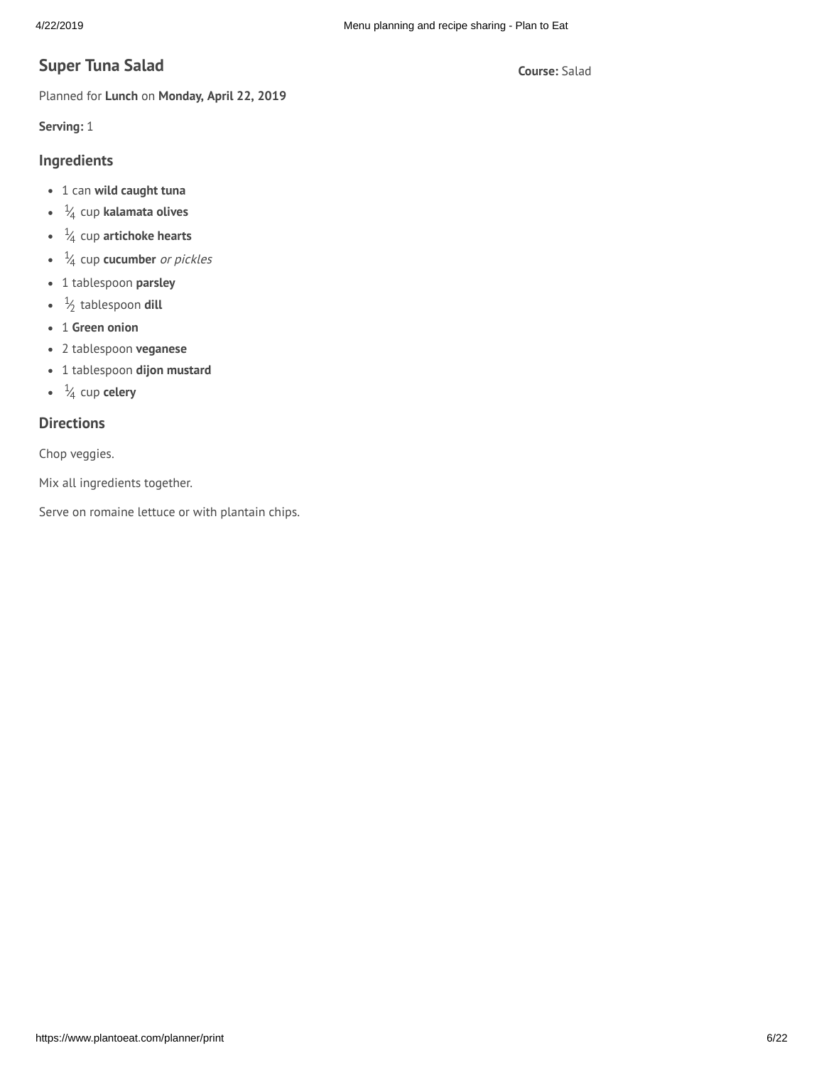# Super Tuna Salad

**Course:** Salad

Planned for **Lunch** on **Monday, April 22, 2019**

**Serving:** 1

## Ingredients

- 1 can **wild caught tuna**
- ¼ cup **kalamata olives**
- ¼ cup **artichoke hearts**
- ¼ cup **cucumber** *or pickles*
- 1 tablespoon **parsley**
- ½ tablespoon **dill**
- 1 **Green onion**
- 2 tablespoon **veganese**
- 1 tablespoon **dijon mustard**
- ¼ cup **celery**

## Directions

Chop veggies.

Mix all ingredients together.

Serve on romaine lettuce or with plantain chips.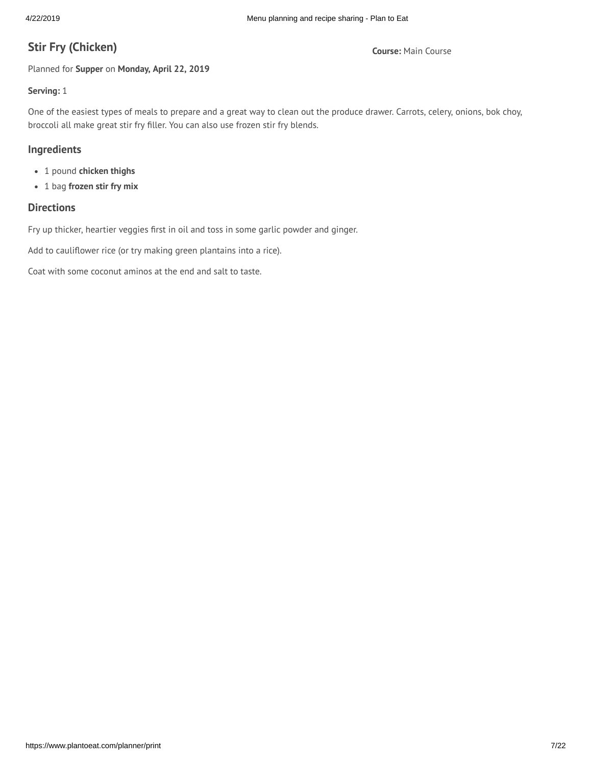## Stir Fry (Chicken)

**Course:** Main Course

Planned for **Supper** on **Monday, April 22, 2019**

**Serving:** 1

One of the easiest types of meals to prepare and a great way to clean out the produce drawer. Carrots, celery, onions, bok choy, broccoli all make great stir fry filler. You can also use frozen stir fry blends.

### Ingredients

- 1 pound **chicken thighs**
- 1 bag **frozen stir fry mix**

### Directions

Fry up thicker, heartier veggies first in oil and toss in some garlic powder and ginger.

Add to cauliflower rice (or try making green plantains into a rice).

Coat with some coconut aminos at the end and salt to taste.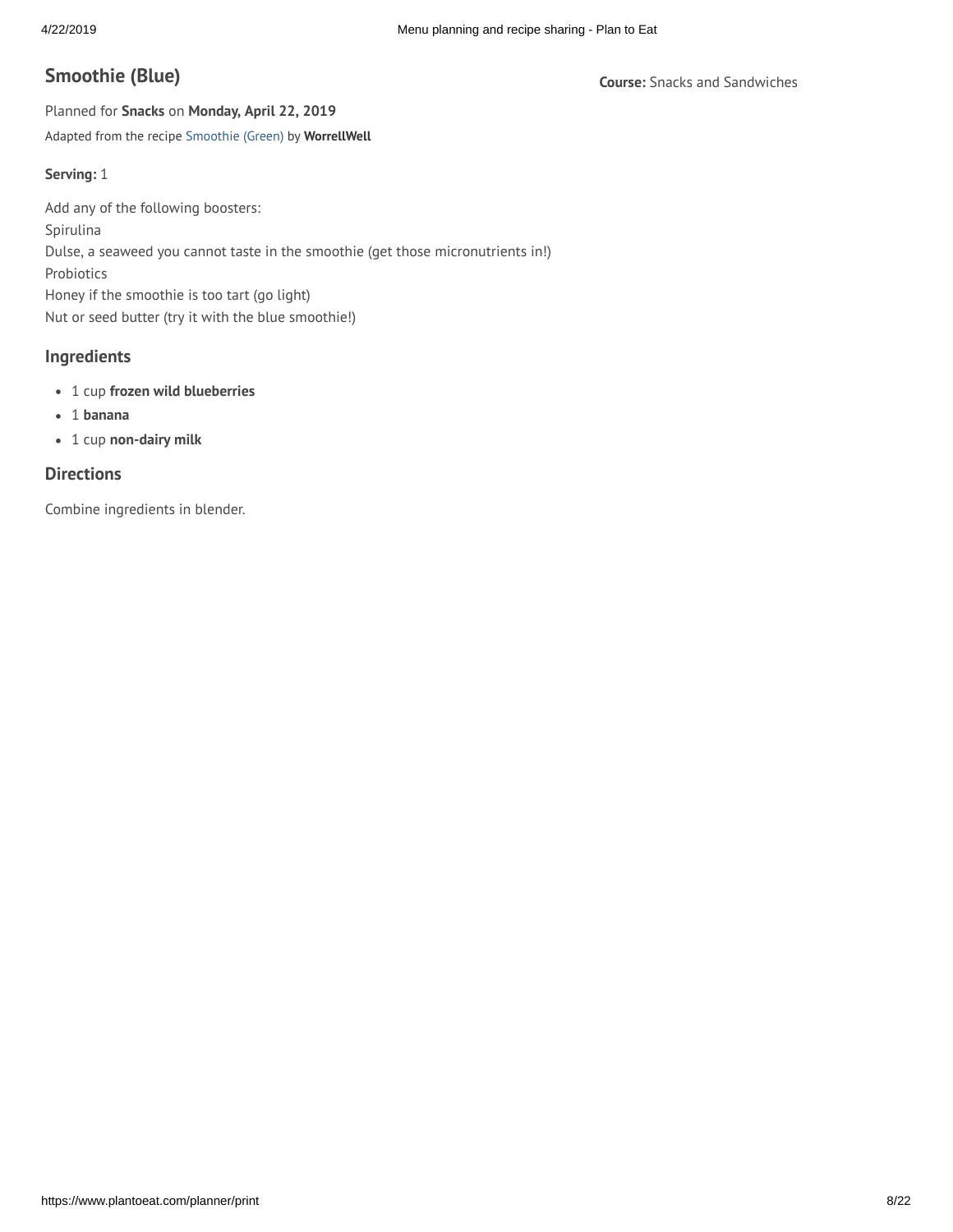## Smoothie (Blue)

**Course:** Snacks and Sandwiches

Planned for **Snacks** on **Monday, April 22, 2019**

Adapted from the recipe Smoothie (Green) by **WorrellWell**

**Serving:** 1

Add any of the following boosters:
Spirulina
Dulse, a seaweed you cannot taste in the smoothie (get those micronutrients in!)
Probiotics
Honey if the smoothie is too tart (go light)
Nut or seed butter (try it with the blue smoothie!)

### Ingredients

- 1 cup **frozen wild blueberries**
- 1 **banana**
- 1 cup **non-dairy milk**

### Directions

Combine ingredients in blender.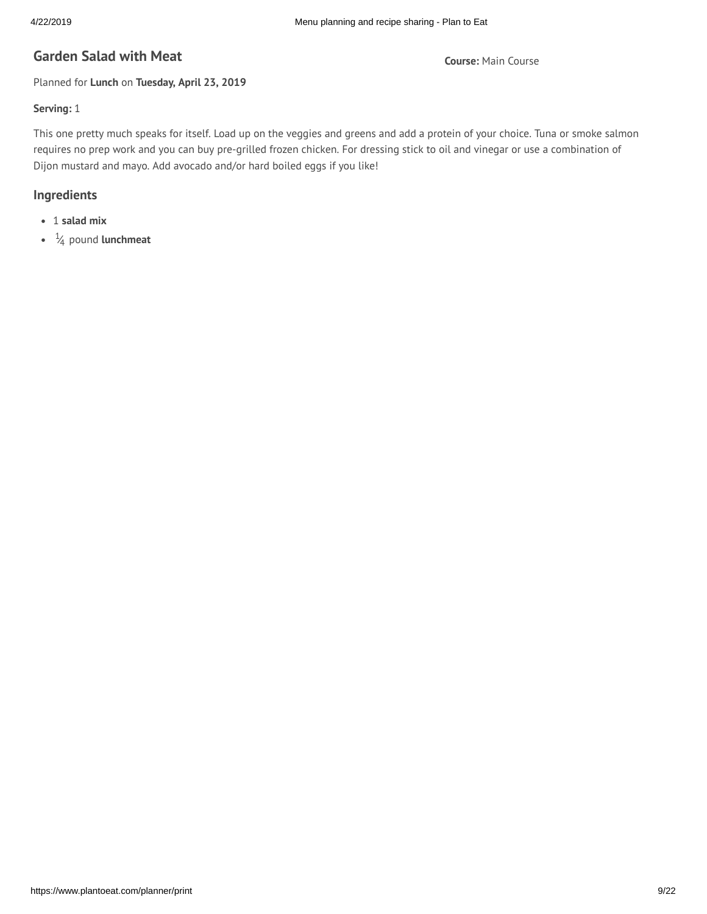## Garden Salad with Meat

**Course:** Main Course

Planned for **Lunch** on **Tuesday, April 23, 2019**

**Serving:** 1

This one pretty much speaks for itself. Load up on the veggies and greens and add a protein of your choice. Tuna or smoke salmon requires no prep work and you can buy pre-grilled frozen chicken. For dressing stick to oil and vinegar or use a combination of Dijon mustard and mayo. Add avocado and/or hard boiled eggs if you like!

### Ingredients

- 1 **salad mix**
- ¼ pound **lunchmeat**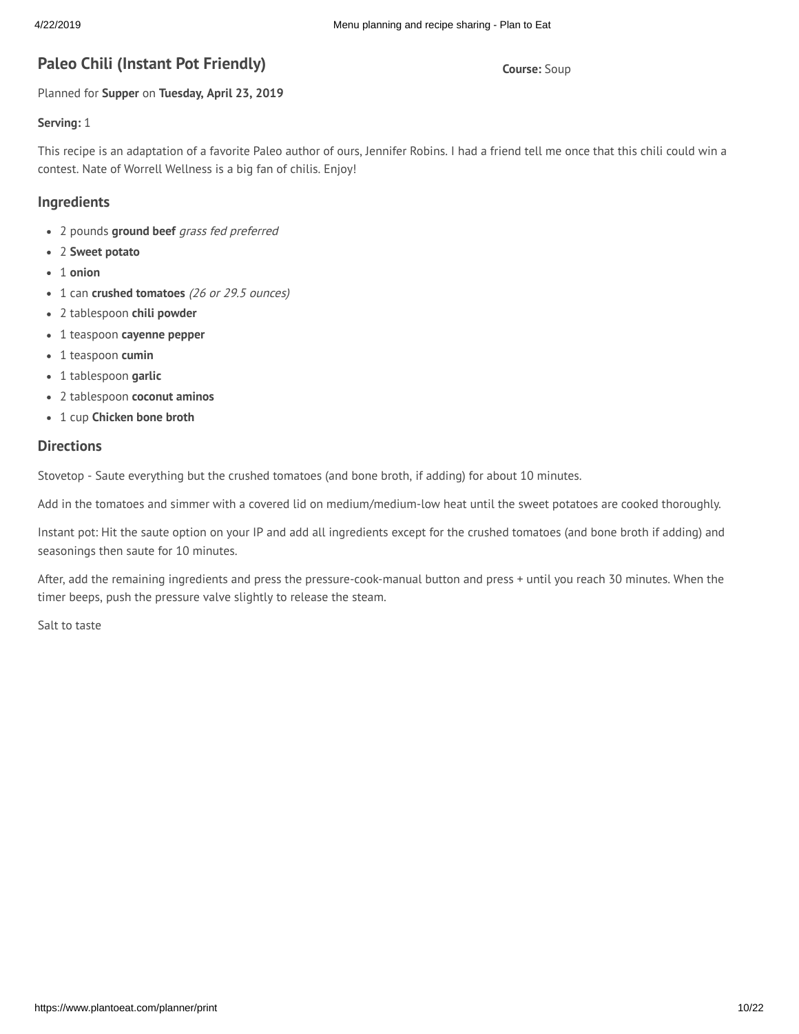## Paleo Chili (Instant Pot Friendly)

**Course:** Soup

Planned for **Supper** on **Tuesday, April 23, 2019**

**Serving:** 1

This recipe is an adaptation of a favorite Paleo author of ours, Jennifer Robins. I had a friend tell me once that this chili could win a contest. Nate of Worrell Wellness is a big fan of chilis. Enjoy!

### Ingredients

- 2 pounds **ground beef** *grass fed preferred*
- 2 **Sweet potato**
- 1 **onion**
- 1 can **crushed tomatoes** *(26 or 29.5 ounces)*
- 2 tablespoon **chili powder**
- 1 teaspoon **cayenne pepper**
- 1 teaspoon **cumin**
- 1 tablespoon **garlic**
- 2 tablespoon **coconut aminos**
- 1 cup **Chicken bone broth**

### Directions

Stovetop - Saute everything but the crushed tomatoes (and bone broth, if adding) for about 10 minutes.

Add in the tomatoes and simmer with a covered lid on medium/medium-low heat until the sweet potatoes are cooked thoroughly.

Instant pot: Hit the saute option on your IP and add all ingredients except for the crushed tomatoes (and bone broth if adding) and seasonings then saute for 10 minutes.

After, add the remaining ingredients and press the pressure-cook-manual button and press + until you reach 30 minutes. When the timer beeps, push the pressure valve slightly to release the steam.

Salt to taste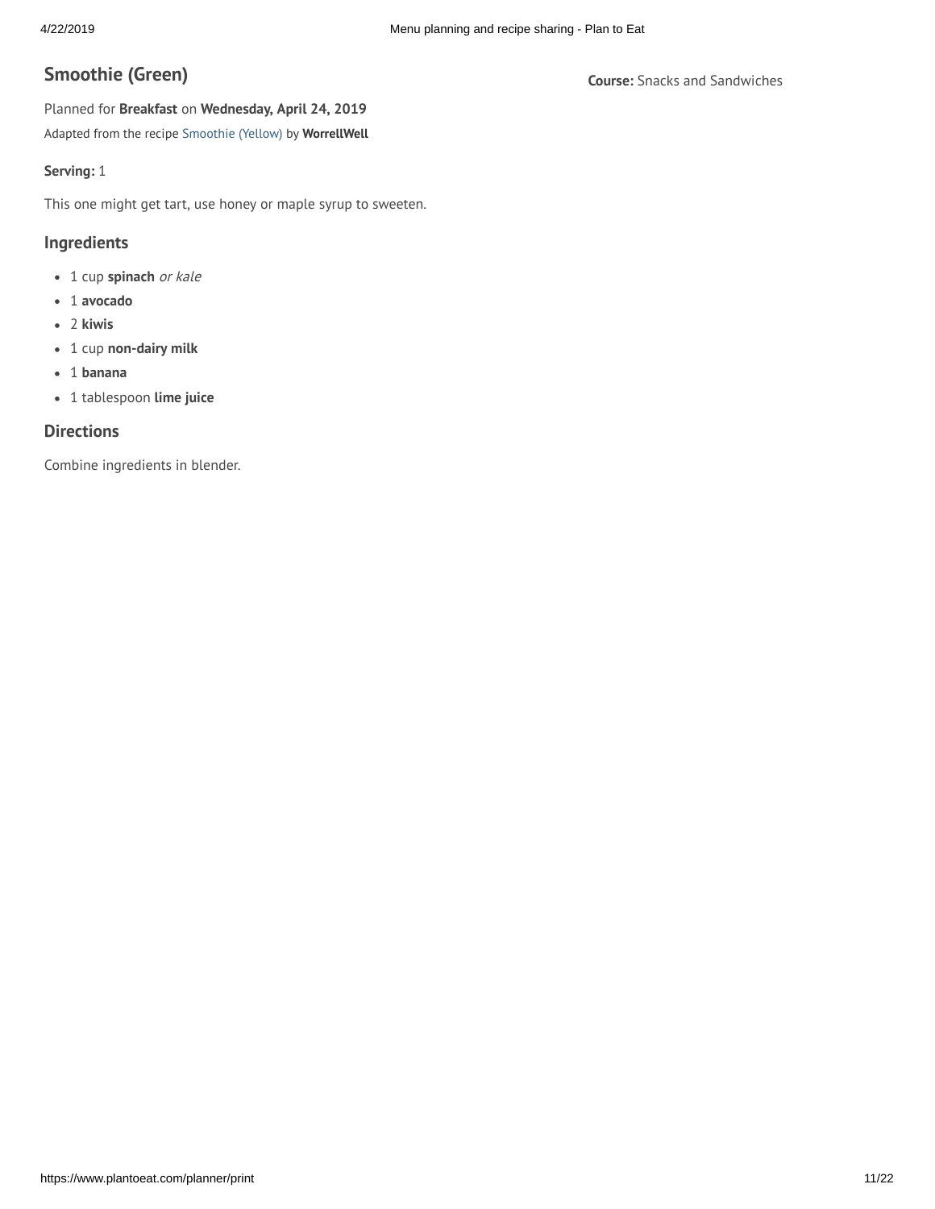## Smoothie (Green)

**Course:** Snacks and Sandwiches

Planned for **Breakfast** on **Wednesday, April 24, 2019**

Adapted from the recipe Smoothie (Yellow) by **WorrellWell**

**Serving:** 1

This one might get tart, use honey or maple syrup to sweeten.

### Ingredients

- 1 cup **spinach** *or kale*
- 1 **avocado**
- 2 **kiwis**
- 1 cup **non-dairy milk**
- 1 **banana**
- 1 tablespoon **lime juice**

### Directions

Combine ingredients in blender.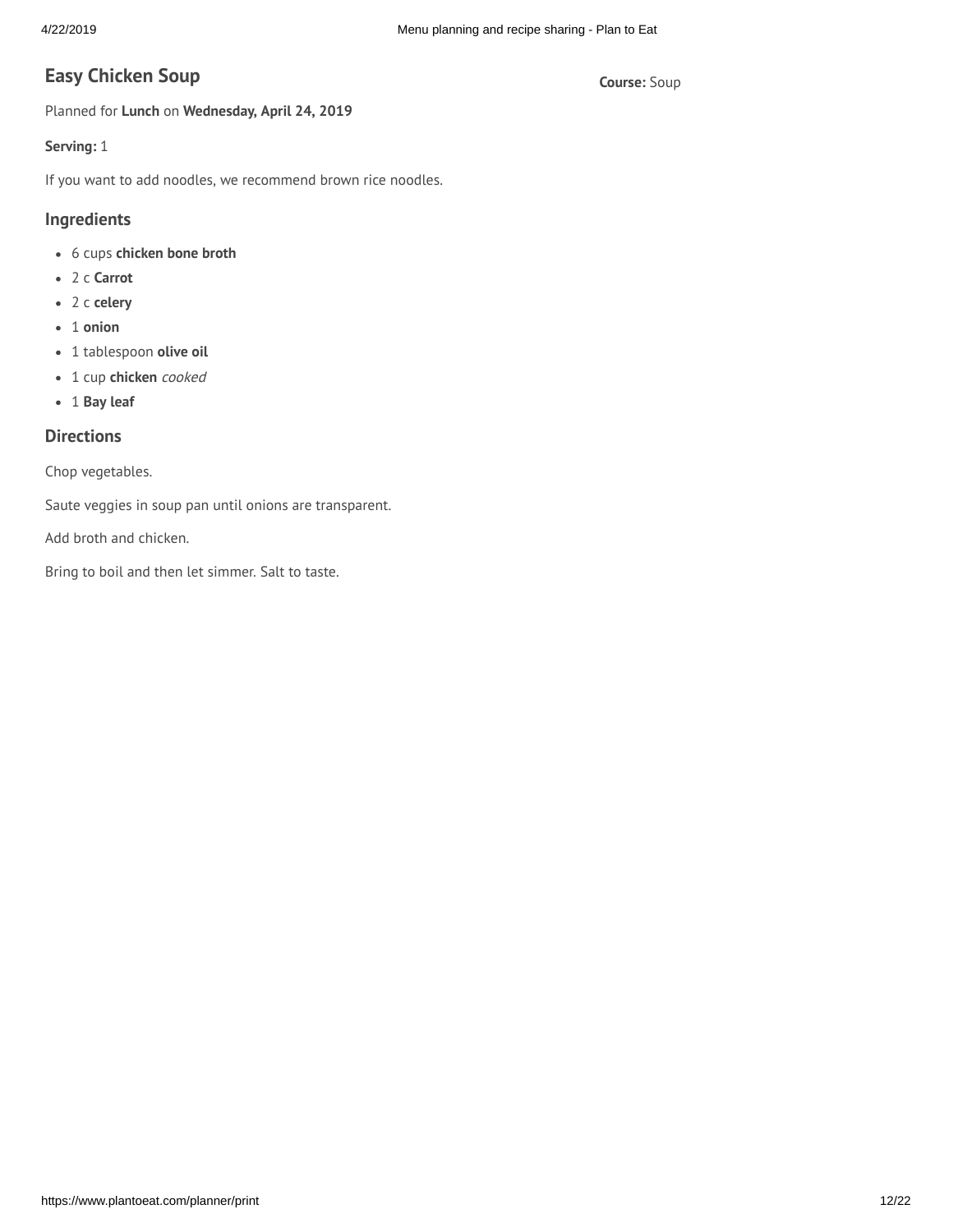# Easy Chicken Soup

**Course:** Soup

Planned for **Lunch** on **Wednesday, April 24, 2019**

**Serving:** 1

If you want to add noodles, we recommend brown rice noodles.

## Ingredients

- 6 cups **chicken bone broth**
- 2 c **Carrot**
- 2 c **celery**
- 1 **onion**
- 1 tablespoon **olive oil**
- 1 cup **chicken** *cooked*
- 1 **Bay leaf**

## Directions

Chop vegetables.

Saute veggies in soup pan until onions are transparent.

Add broth and chicken.

Bring to boil and then let simmer. Salt to taste.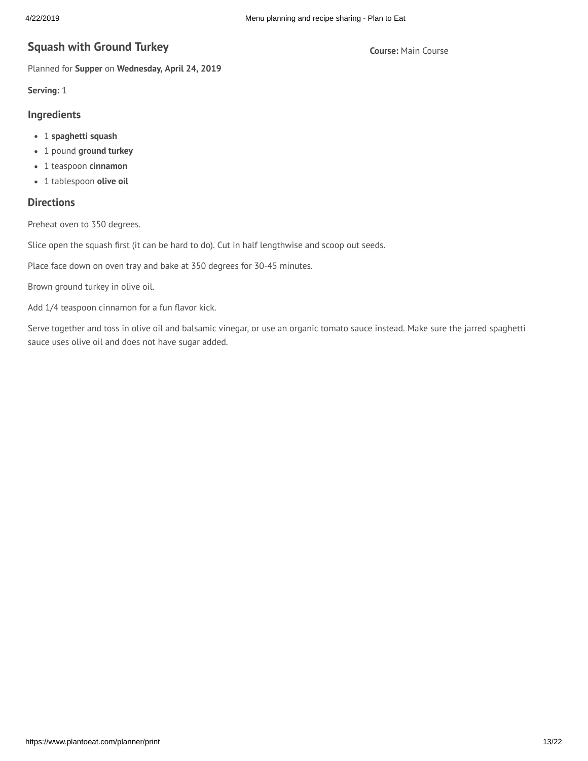## Squash with Ground Turkey

**Course:** Main Course

Planned for **Supper** on **Wednesday, April 24, 2019**

**Serving:** 1

### Ingredients

- 1 **spaghetti squash**
- 1 pound **ground turkey**
- 1 teaspoon **cinnamon**
- 1 tablespoon **olive oil**

### Directions

Preheat oven to 350 degrees.

Slice open the squash first (it can be hard to do). Cut in half lengthwise and scoop out seeds.

Place face down on oven tray and bake at 350 degrees for 30-45 minutes.

Brown ground turkey in olive oil.

Add 1/4 teaspoon cinnamon for a fun flavor kick.

Serve together and toss in olive oil and balsamic vinegar, or use an organic tomato sauce instead. Make sure the jarred spaghetti sauce uses olive oil and does not have sugar added.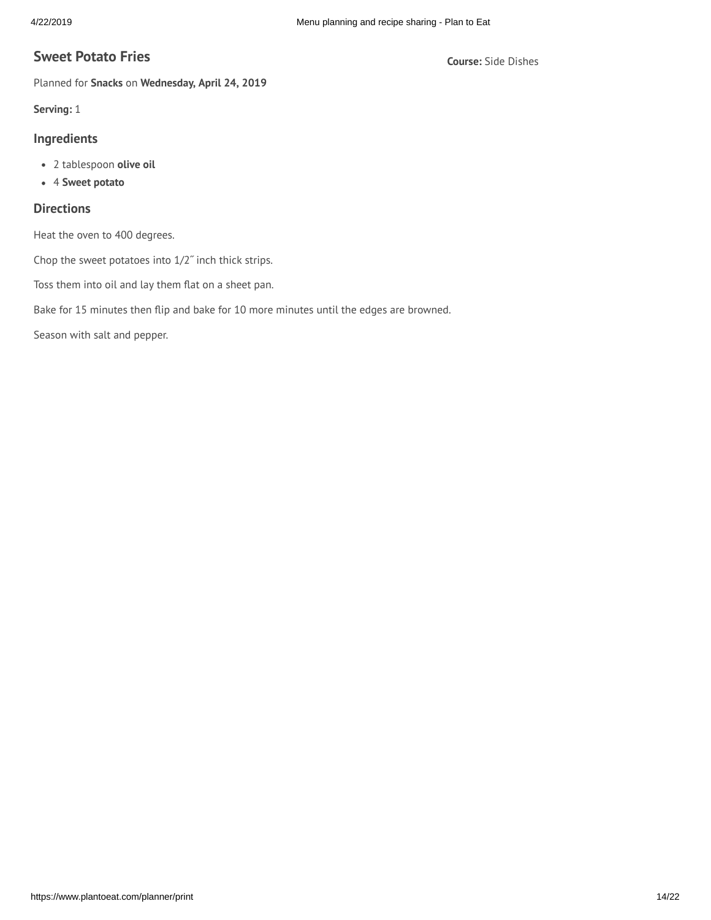## Sweet Potato Fries

**Course:** Side Dishes

Planned for **Snacks** on **Wednesday, April 24, 2019**

**Serving:** 1

### Ingredients

- 2 tablespoon **olive oil**
- 4 **Sweet potato**

### Directions

Heat the oven to 400 degrees.

Chop the sweet potatoes into 1/2˝ inch thick strips.

Toss them into oil and lay them flat on a sheet pan.

Bake for 15 minutes then flip and bake for 10 more minutes until the edges are browned.

Season with salt and pepper.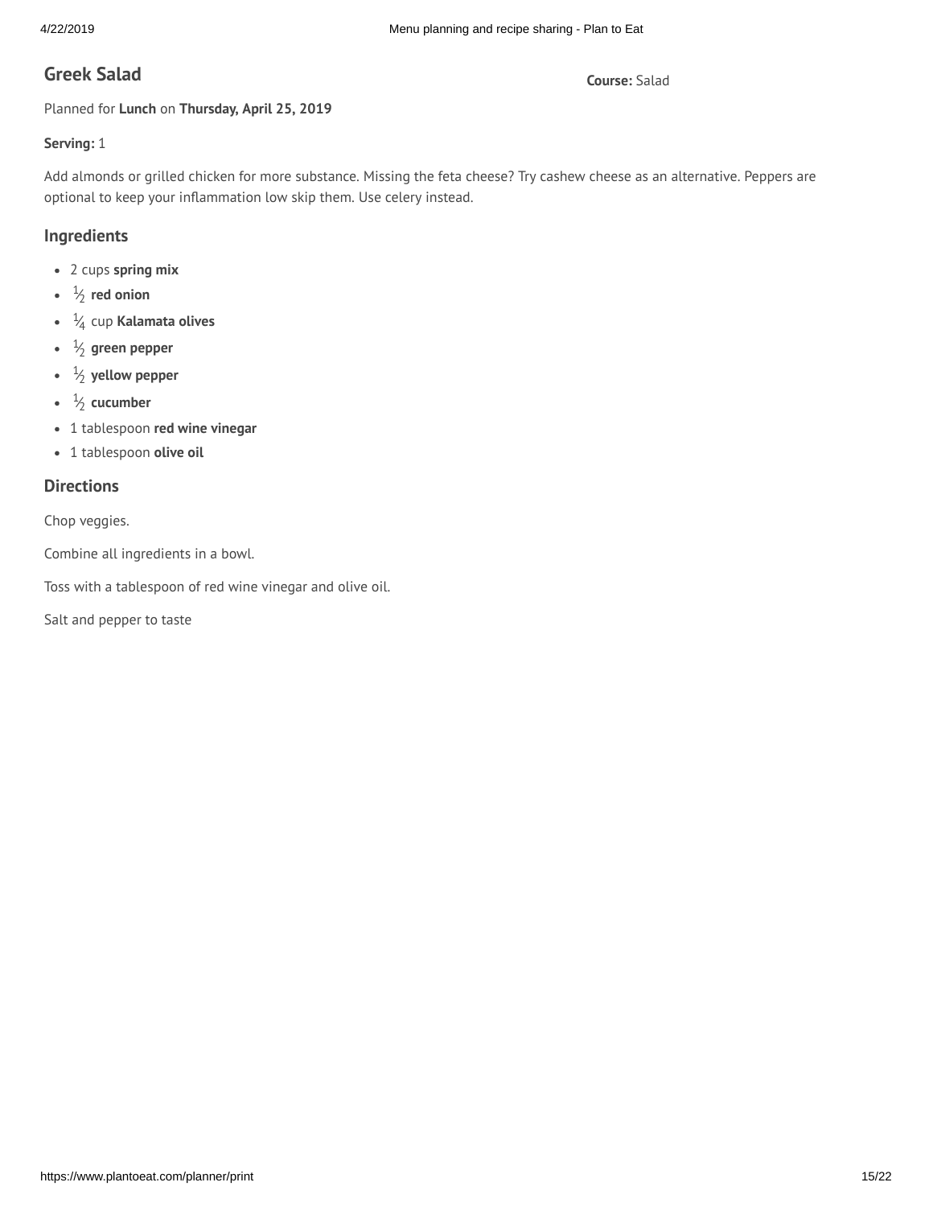## Greek Salad

**Course:** Salad

Planned for **Lunch** on **Thursday, April 25, 2019**

**Serving:** 1

Add almonds or grilled chicken for more substance. Missing the feta cheese? Try cashew cheese as an alternative. Peppers are optional to keep your inflammation low skip them. Use celery instead.

### Ingredients

- 2 cups **spring mix**
- ½ **red onion**
- ¼ cup **Kalamata olives**
- ½ **green pepper**
- ½ **yellow pepper**
- ½ **cucumber**
- 1 tablespoon **red wine vinegar**
- 1 tablespoon **olive oil**

### Directions

Chop veggies.

Combine all ingredients in a bowl.

Toss with a tablespoon of red wine vinegar and olive oil.

Salt and pepper to taste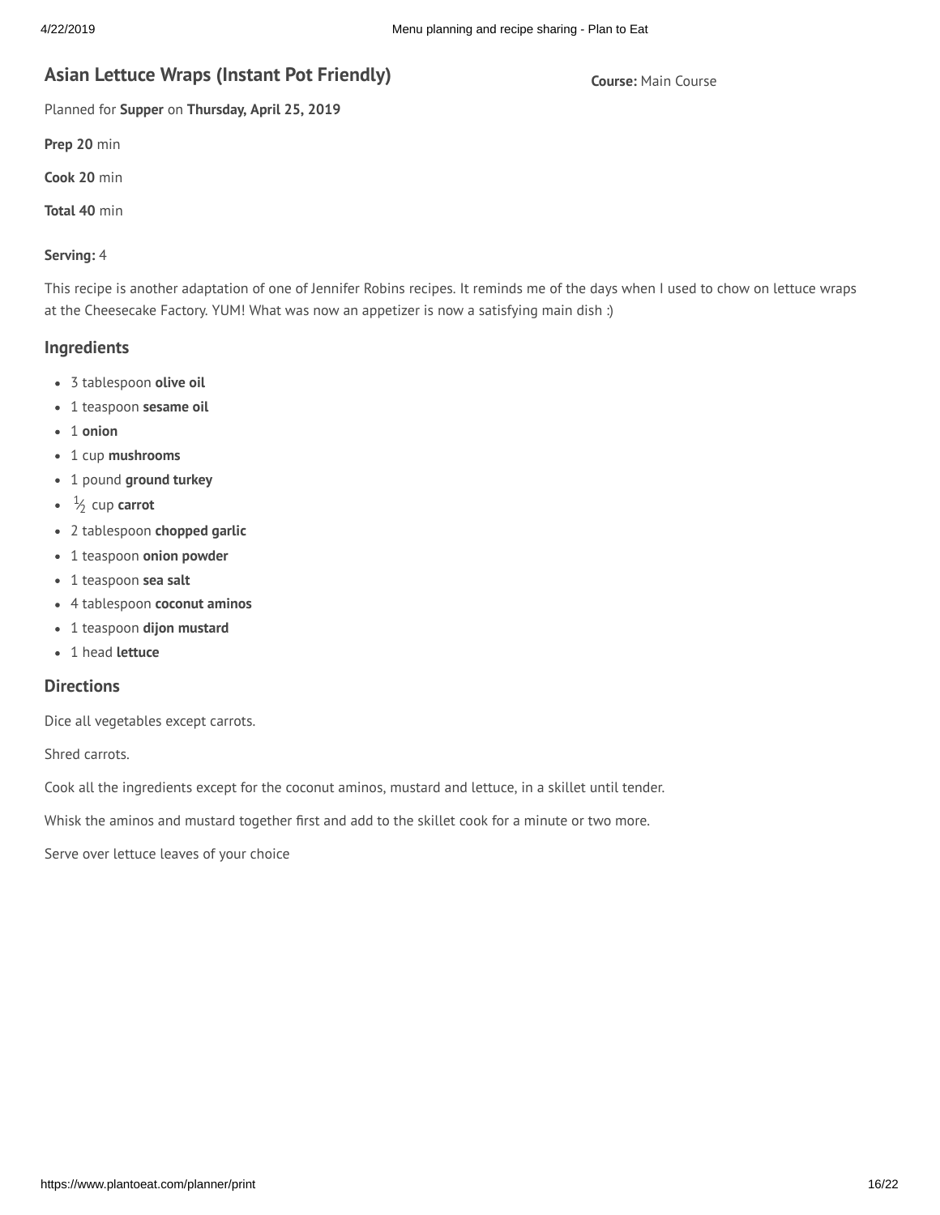## Asian Lettuce Wraps (Instant Pot Friendly)

**Course:** Main Course

Planned for **Supper** on **Thursday, April 25, 2019**

**Prep 20** min

**Cook 20** min

**Total 40** min

**Serving:** 4

This recipe is another adaptation of one of Jennifer Robins recipes. It reminds me of the days when I used to chow on lettuce wraps at the Cheesecake Factory. YUM! What was now an appetizer is now a satisfying main dish :)

### Ingredients

- 3 tablespoon **olive oil**
- 1 teaspoon **sesame oil**
- 1 **onion**
- 1 cup **mushrooms**
- 1 pound **ground turkey**
- ½ cup **carrot**
- 2 tablespoon **chopped garlic**
- 1 teaspoon **onion powder**
- 1 teaspoon **sea salt**
- 4 tablespoon **coconut aminos**
- 1 teaspoon **dijon mustard**
- 1 head **lettuce**

### Directions

Dice all vegetables except carrots.

Shred carrots.

Cook all the ingredients except for the coconut aminos, mustard and lettuce, in a skillet until tender.

Whisk the aminos and mustard together first and add to the skillet cook for a minute or two more.

Serve over lettuce leaves of your choice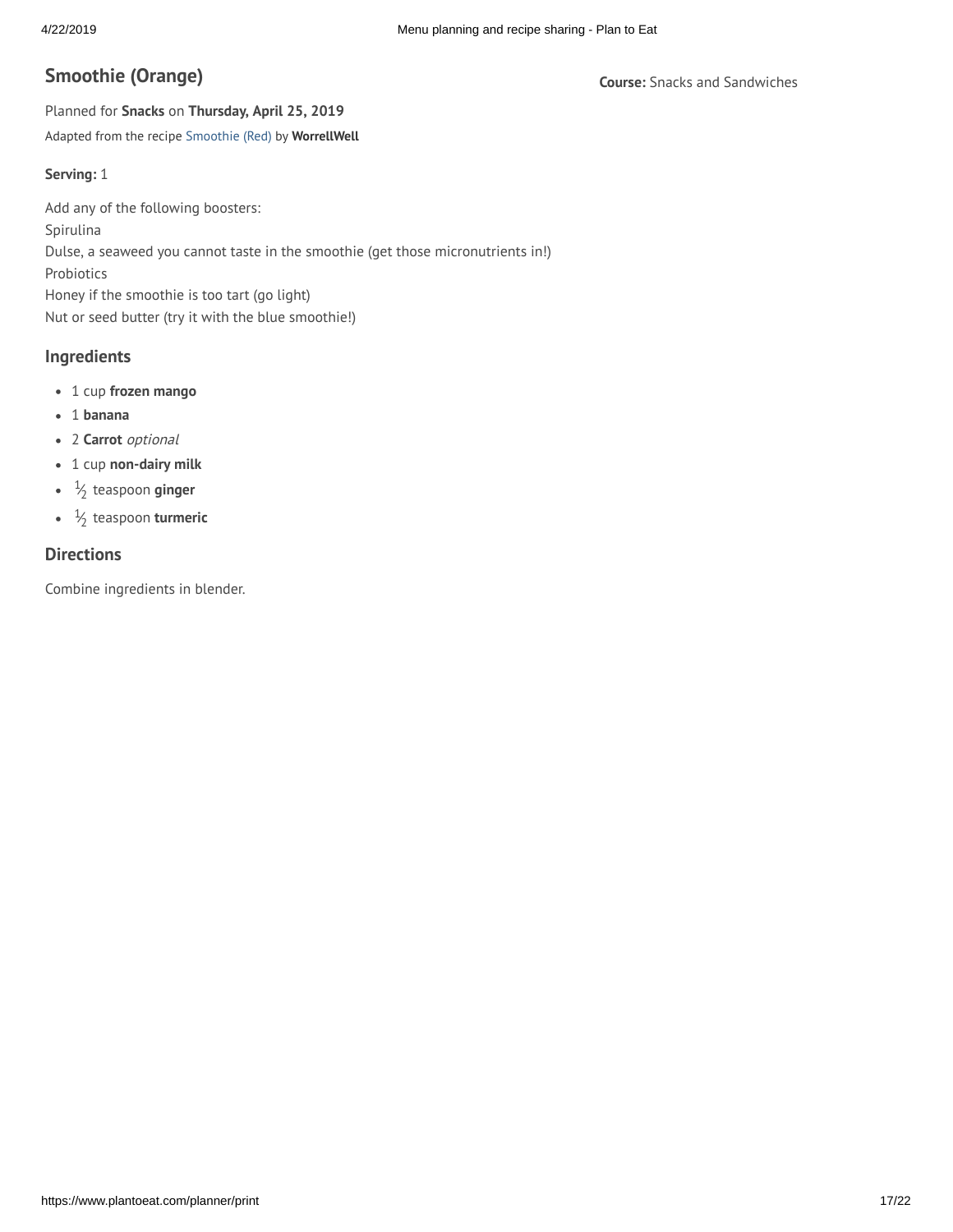## Smoothie (Orange)

**Course:** Snacks and Sandwiches

Planned for **Snacks** on **Thursday, April 25, 2019**

Adapted from the recipe Smoothie (Red) by **WorrellWell**

**Serving:** 1

Add any of the following boosters:
Spirulina
Dulse, a seaweed you cannot taste in the smoothie (get those micronutrients in!)
Probiotics
Honey if the smoothie is too tart (go light)
Nut or seed butter (try it with the blue smoothie!)

### Ingredients

- 1 cup **frozen mango**
- 1 **banana**
- 2 **Carrot** *optional*
- 1 cup **non-dairy milk**
- ½ teaspoon **ginger**
- ½ teaspoon **turmeric**

### Directions

Combine ingredients in blender.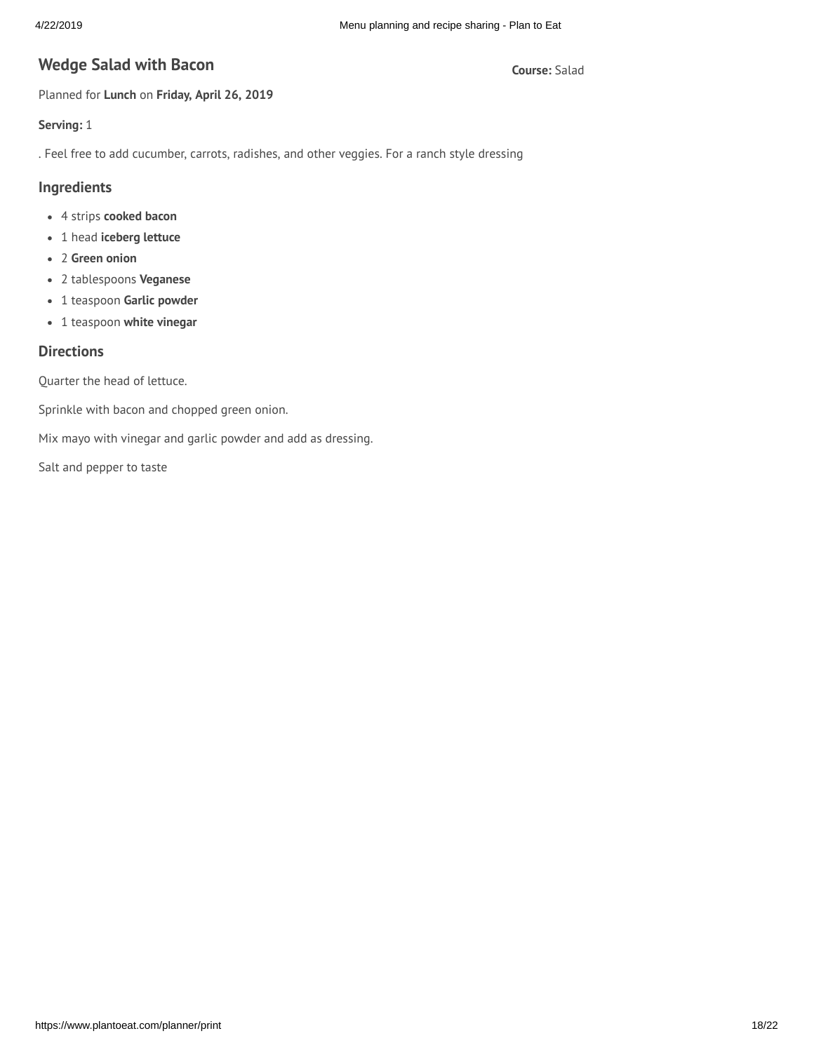## Wedge Salad with Bacon

**Course:** Salad

Planned for **Lunch** on **Friday, April 26, 2019**

**Serving:** 1

. Feel free to add cucumber, carrots, radishes, and other veggies. For a ranch style dressing

### Ingredients

- 4 strips **cooked bacon**
- 1 head **iceberg lettuce**
- 2 **Green onion**
- 2 tablespoons **Veganese**
- 1 teaspoon **Garlic powder**
- 1 teaspoon **white vinegar**

### Directions

Quarter the head of lettuce.

Sprinkle with bacon and chopped green onion.

Mix mayo with vinegar and garlic powder and add as dressing.

Salt and pepper to taste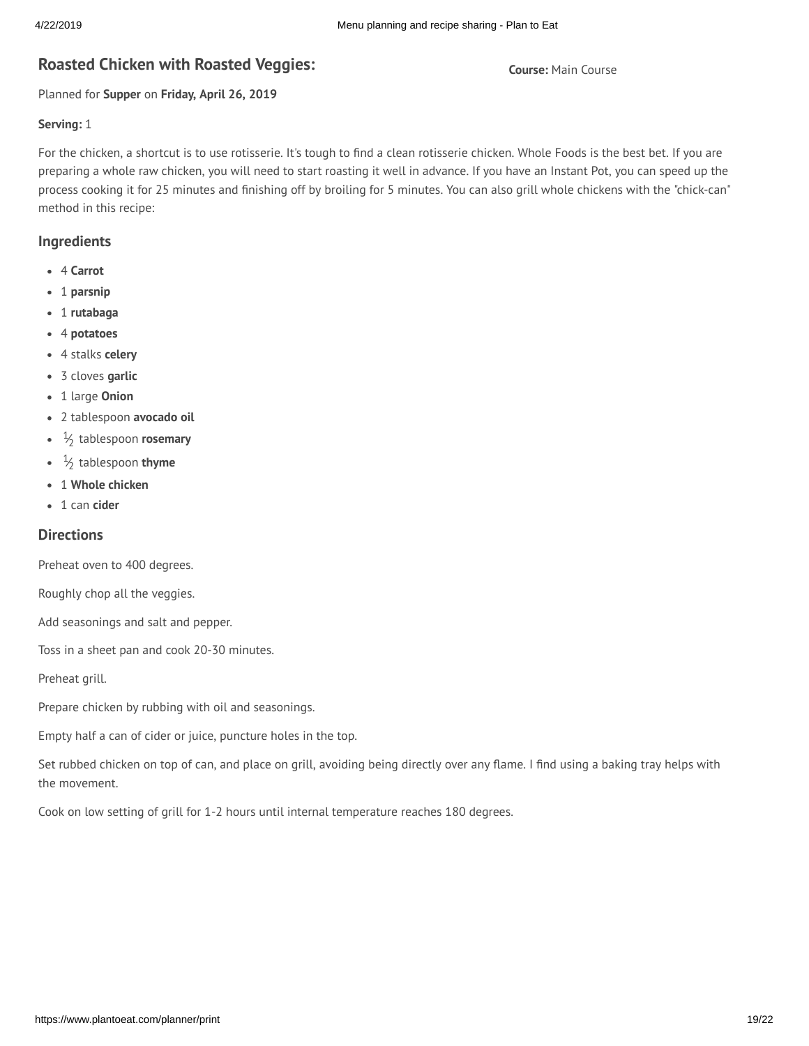## Roasted Chicken with Roasted Veggies:

**Course:** Main Course

Planned for **Supper** on **Friday, April 26, 2019**

**Serving:** 1

For the chicken, a shortcut is to use rotisserie. It's tough to find a clean rotisserie chicken. Whole Foods is the best bet. If you are preparing a whole raw chicken, you will need to start roasting it well in advance. If you have an Instant Pot, you can speed up the process cooking it for 25 minutes and finishing off by broiling for 5 minutes. You can also grill whole chickens with the "chick-can" method in this recipe:

### Ingredients

- 4 **Carrot**
- 1 **parsnip**
- 1 **rutabaga**
- 4 **potatoes**
- 4 stalks **celery**
- 3 cloves **garlic**
- 1 large **Onion**
- 2 tablespoon **avocado oil**
- ½ tablespoon **rosemary**
- ½ tablespoon **thyme**
- 1 **Whole chicken**
- 1 can **cider**

### Directions

Preheat oven to 400 degrees.

Roughly chop all the veggies.

Add seasonings and salt and pepper.

Toss in a sheet pan and cook 20-30 minutes.

Preheat grill.

Prepare chicken by rubbing with oil and seasonings.

Empty half a can of cider or juice, puncture holes in the top.

Set rubbed chicken on top of can, and place on grill, avoiding being directly over any flame. I find using a baking tray helps with the movement.

Cook on low setting of grill for 1-2 hours until internal temperature reaches 180 degrees.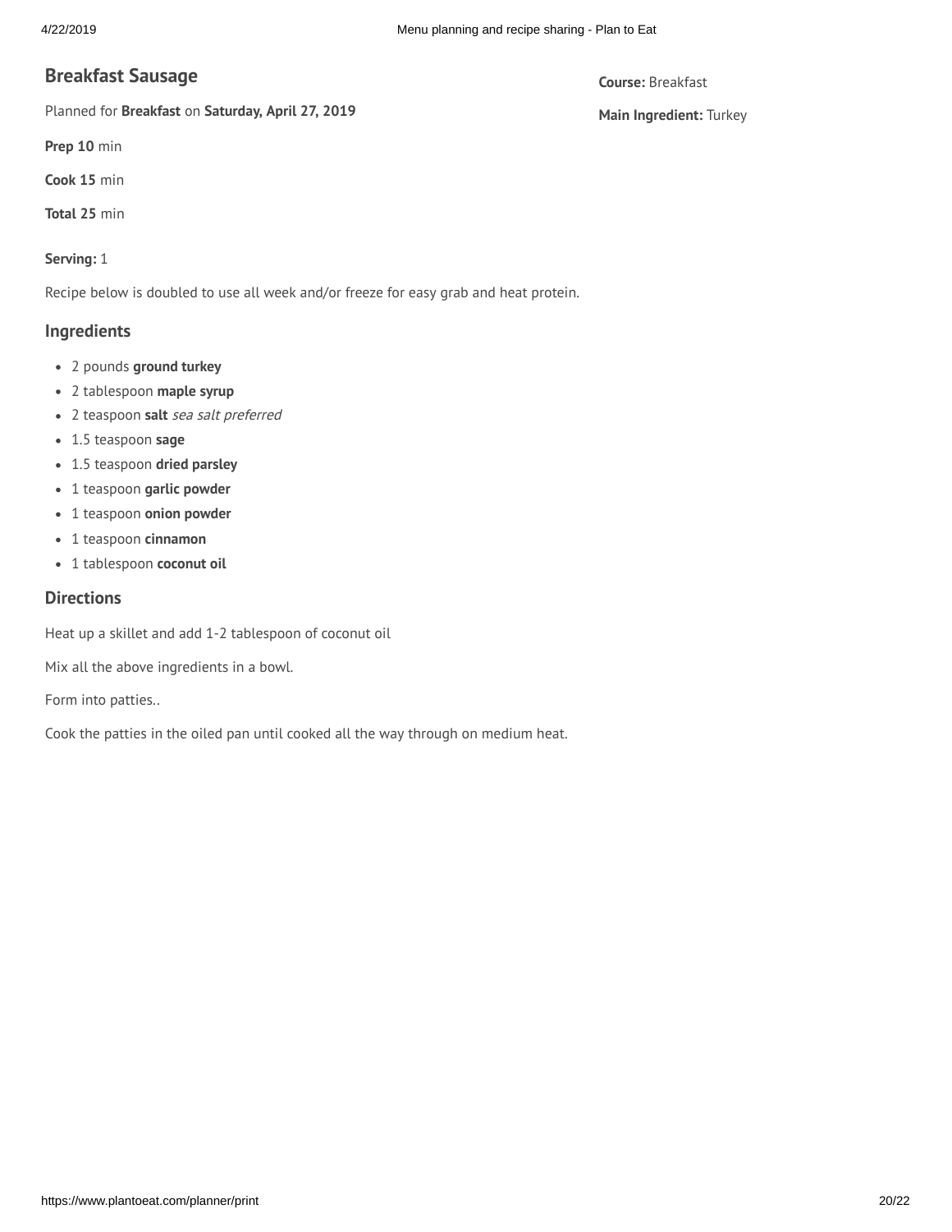## Breakfast Sausage

**Course:** Breakfast

**Main Ingredient:** Turkey

Planned for **Breakfast** on **Saturday, April 27, 2019**

**Prep 10** min

**Cook 15** min

**Total 25** min

**Serving:** 1

Recipe below is doubled to use all week and/or freeze for easy grab and heat protein.

### Ingredients

- 2 pounds **ground turkey**
- 2 tablespoon **maple syrup**
- 2 teaspoon **salt** *sea salt preferred*
- 1.5 teaspoon **sage**
- 1.5 teaspoon **dried parsley**
- 1 teaspoon **garlic powder**
- 1 teaspoon **onion powder**
- 1 teaspoon **cinnamon**
- 1 tablespoon **coconut oil**

### Directions

Heat up a skillet and add 1-2 tablespoon of coconut oil

Mix all the above ingredients in a bowl.

Form into patties..

Cook the patties in the oiled pan until cooked all the way through on medium heat.